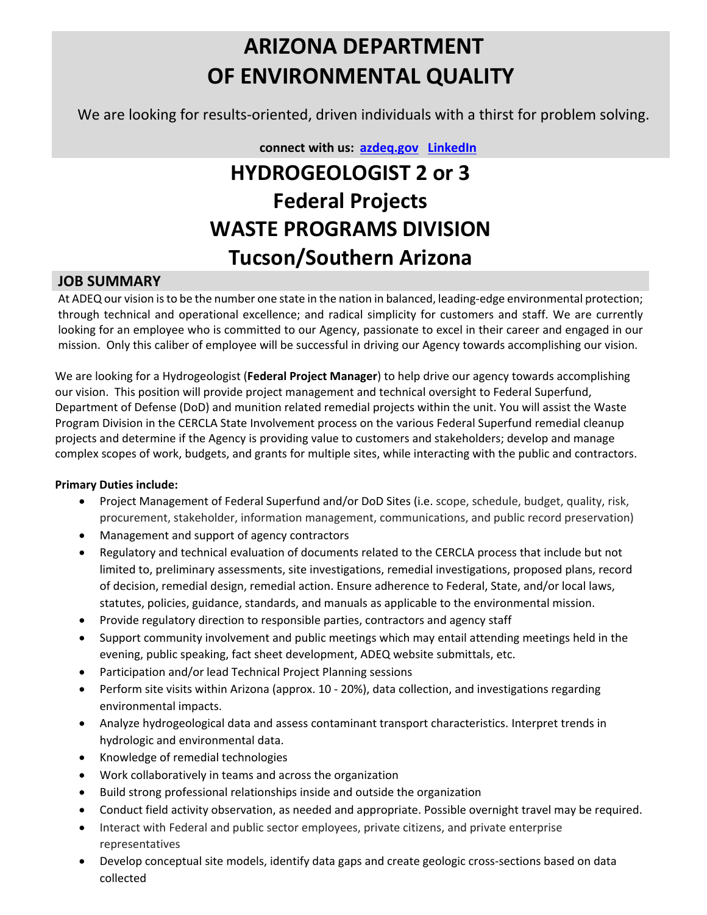# ARIZONA DEPARTMENT OF ENVIRONMENTAL QUALITY

We are looking for results-oriented, driven individuals with a thirst for problem solving.

**connect with us: [azdeq.gov](azdeq.gov) [LinkedIn]()**

# HYDROGEOLOGIST 2 or 3
# Federal Projects
# WASTE PROGRAMS DIVISION
# Tucson/Southern Arizona

## JOB SUMMARY

At ADEQ our vision is to be the number one state in the nation in balanced, leading-edge environmental protection; through technical and operational excellence; and radical simplicity for customers and staff. We are currently looking for an employee who is committed to our Agency, passionate to excel in their career and engaged in our mission. Only this caliber of employee will be successful in driving our Agency towards accomplishing our vision.

We are looking for a Hydrogeologist (**Federal Project Manager**) to help drive our agency towards accomplishing our vision. This position will provide project management and technical oversight to Federal Superfund, Department of Defense (DoD) and munition related remedial projects within the unit. You will assist the Waste Program Division in the CERCLA State Involvement process on the various Federal Superfund remedial cleanup projects and determine if the Agency is providing value to customers and stakeholders; develop and manage complex scopes of work, budgets, and grants for multiple sites, while interacting with the public and contractors.

**Primary Duties include:**

- Project Management of Federal Superfund and/or DoD Sites (i.e. scope, schedule, budget, quality, risk, procurement, stakeholder, information management, communications, and public record preservation)
- Management and support of agency contractors
- Regulatory and technical evaluation of documents related to the CERCLA process that include but not limited to, preliminary assessments, site investigations, remedial investigations, proposed plans, record of decision, remedial design, remedial action. Ensure adherence to Federal, State, and/or local laws, statutes, policies, guidance, standards, and manuals as applicable to the environmental mission.
- Provide regulatory direction to responsible parties, contractors and agency staff
- Support community involvement and public meetings which may entail attending meetings held in the evening, public speaking, fact sheet development, ADEQ website submittals, etc.
- Participation and/or lead Technical Project Planning sessions
- Perform site visits within Arizona (approx. 10 - 20%), data collection, and investigations regarding environmental impacts.
- Analyze hydrogeological data and assess contaminant transport characteristics. Interpret trends in hydrologic and environmental data.
- Knowledge of remedial technologies
- Work collaboratively in teams and across the organization
- Build strong professional relationships inside and outside the organization
- Conduct field activity observation, as needed and appropriate. Possible overnight travel may be required.
- Interact with Federal and public sector employees, private citizens, and private enterprise representatives
- Develop conceptual site models, identify data gaps and create geologic cross-sections based on data collected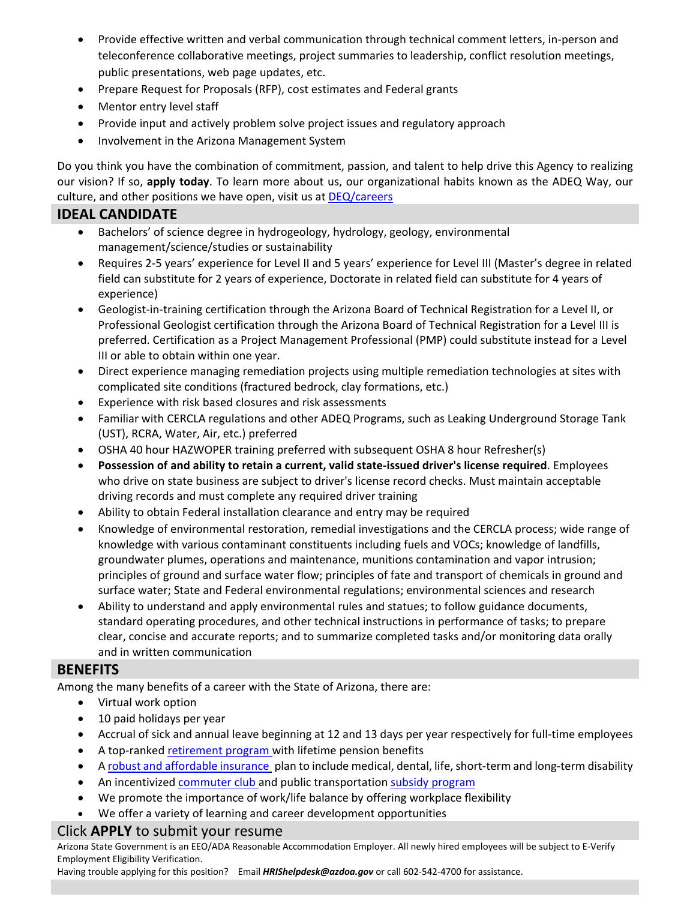- Provide effective written and verbal communication through technical comment letters, in-person and teleconference collaborative meetings, project summaries to leadership, conflict resolution meetings, public presentations, web page updates, etc.
- Prepare Request for Proposals (RFP), cost estimates and Federal grants
- Mentor entry level staff
- Provide input and actively problem solve project issues and regulatory approach
- Involvement in the Arizona Management System

Do you think you have the combination of commitment, passion, and talent to help drive this Agency to realizing our vision? If so, **apply today**. To learn more about us, our organizational habits known as the ADEQ Way, our culture, and other positions we have open, visit us at [DEQ/careers]

## IDEAL CANDIDATE

- Bachelors' of science degree in hydrogeology, hydrology, geology, environmental management/science/studies or sustainability
- Requires 2-5 years' experience for Level II and 5 years' experience for Level III (Master's degree in related field can substitute for 2 years of experience, Doctorate in related field can substitute for 4 years of experience)
- Geologist-in-training certification through the Arizona Board of Technical Registration for a Level II, or Professional Geologist certification through the Arizona Board of Technical Registration for a Level III is preferred. Certification as a Project Management Professional (PMP) could substitute instead for a Level III or able to obtain within one year.
- Direct experience managing remediation projects using multiple remediation technologies at sites with complicated site conditions (fractured bedrock, clay formations, etc.)
- Experience with risk based closures and risk assessments
- Familiar with CERCLA regulations and other ADEQ Programs, such as Leaking Underground Storage Tank (UST), RCRA, Water, Air, etc.) preferred
- OSHA 40 hour HAZWOPER training preferred with subsequent OSHA 8 hour Refresher(s)
- **Possession of and ability to retain a current, valid state-issued driver's license required**. Employees who drive on state business are subject to driver's license record checks. Must maintain acceptable driving records and must complete any required driver training
- Ability to obtain Federal installation clearance and entry may be required
- Knowledge of environmental restoration, remedial investigations and the CERCLA process; wide range of knowledge with various contaminant constituents including fuels and VOCs; knowledge of landfills, groundwater plumes, operations and maintenance, munitions contamination and vapor intrusion; principles of ground and surface water flow; principles of fate and transport of chemicals in ground and surface water; State and Federal environmental regulations; environmental sciences and research
- Ability to understand and apply environmental rules and statues; to follow guidance documents, standard operating procedures, and other technical instructions in performance of tasks; to prepare clear, concise and accurate reports; and to summarize completed tasks and/or monitoring data orally and in written communication

## BENEFITS

Among the many benefits of a career with the State of Arizona, there are:

- Virtual work option
- 10 paid holidays per year
- Accrual of sick and annual leave beginning at 12 and 13 days per year respectively for full-time employees
- A top-ranked retirement program with lifetime pension benefits
- A robust and affordable insurance plan to include medical, dental, life, short-term and long-term disability
- An incentivized commuter club and public transportation subsidy program
- We promote the importance of work/life balance by offering workplace flexibility
- We offer a variety of learning and career development opportunities

## Click **APPLY** to submit your resume

Arizona State Government is an EEO/ADA Reasonable Accommodation Employer. All newly hired employees will be subject to E-Verify Employment Eligibility Verification.

Having trouble applying for this position? Email ***HRIShelpdesk@azdoa.gov*** or call 602-542-4700 for assistance.